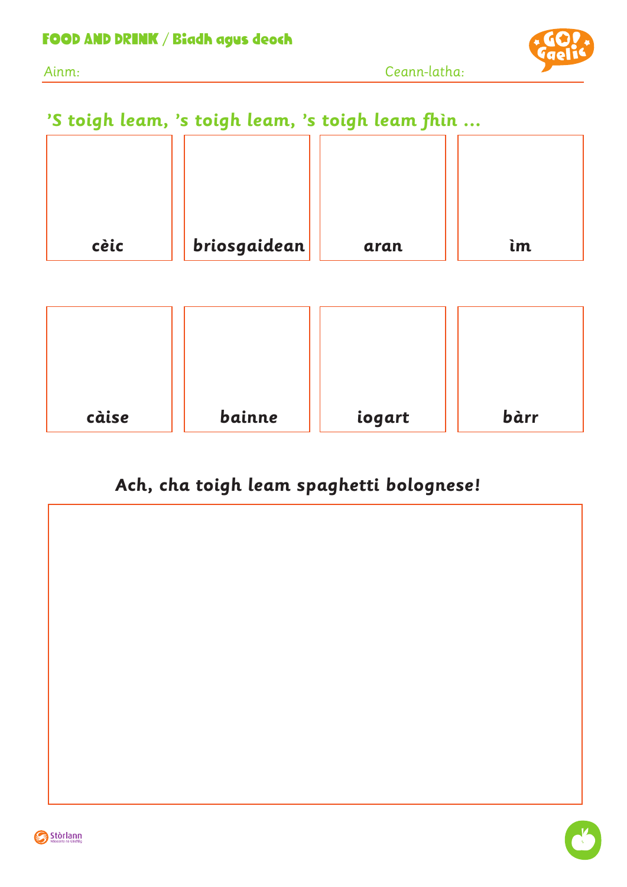# FOOD AND DRINK / Biadh agus deoch

Ainm: Ceann-latha:

## 'S toigh leam, 's toigh leam, 's toigh leam fhìn ...

| cèic | briosgaidean | aran | ìm |
| --- | --- | --- | --- |
| càise | bainne | iogart | bàrr |

## Ach, cha toigh leam spaghetti bolognese!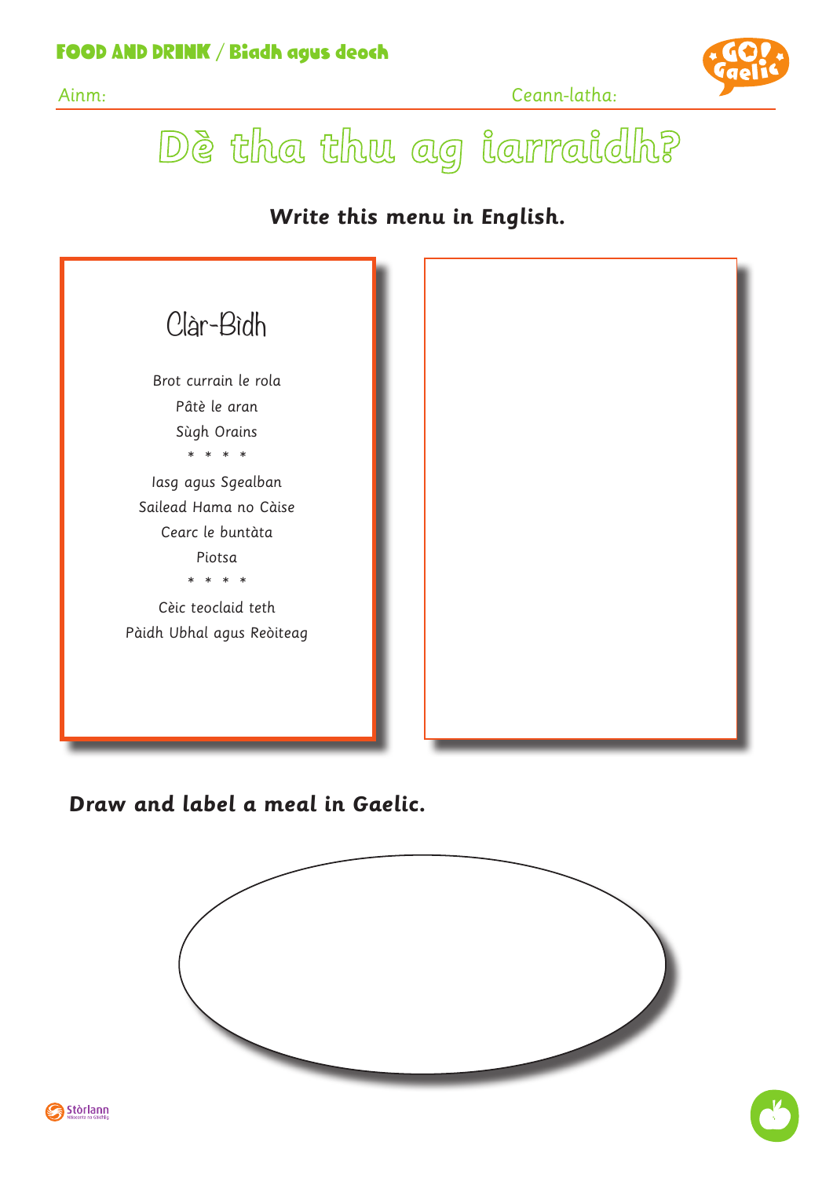FOOD AND DRINK / Biadh agus deoch

Ainm: Ceann-latha:

# Dè tha thu ag iarraidh?

**Write this menu in English.**

## Clàr-Bìdh

Brot currain le rola

Pâtè le aran

Sùgh Orains

* * * *

Iasg agus Sgealban

Sailead Hama no Càise

Cearc le buntàta

Piotsa

* * * *

Cèic teoclaid teth

Pàidh Ubhal agus Reòiteag

**Draw and label a meal in Gaelic.**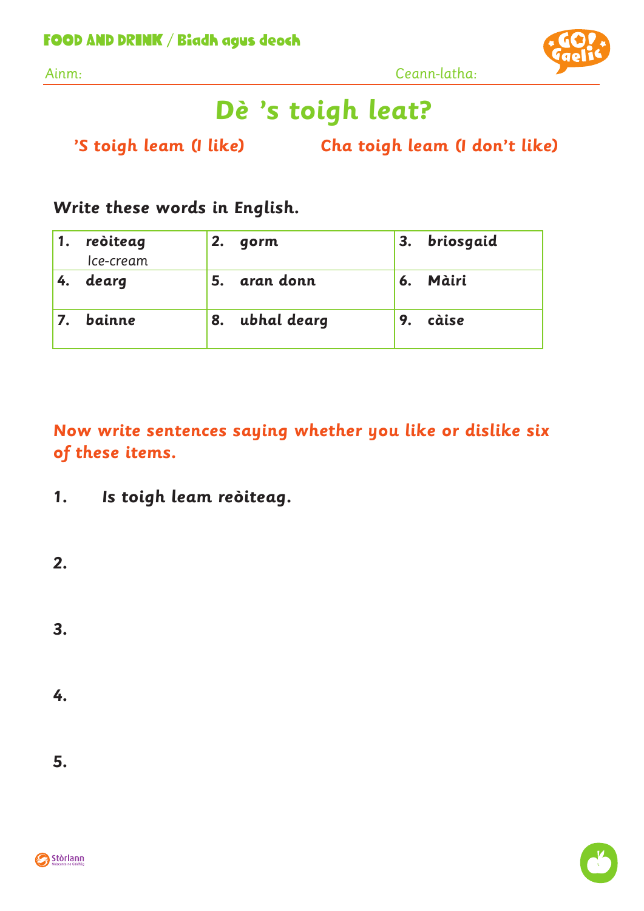FOOD AND DRINK / Biadh agus deoch

Ainm: Ceann-latha:

# Dè 's toigh leat?

**'S toigh leam (I like)** **Cha toigh leam (I don't like)**

**Write these words in English.**

| | | |
|---|---|---|
| **1. reòiteag** Ice-cream | **2. gorm** | **3. briosgaid** |
| **4. dearg** | **5. aran donn** | **6. Màiri** |
| **7. bainne** | **8. ubhal dearg** | **9. càise** |

**Now write sentences saying whether you like or dislike six of these items.**

**1. Is toigh leam reòiteag.**

**2.**

**3.**

**4.**

**5.**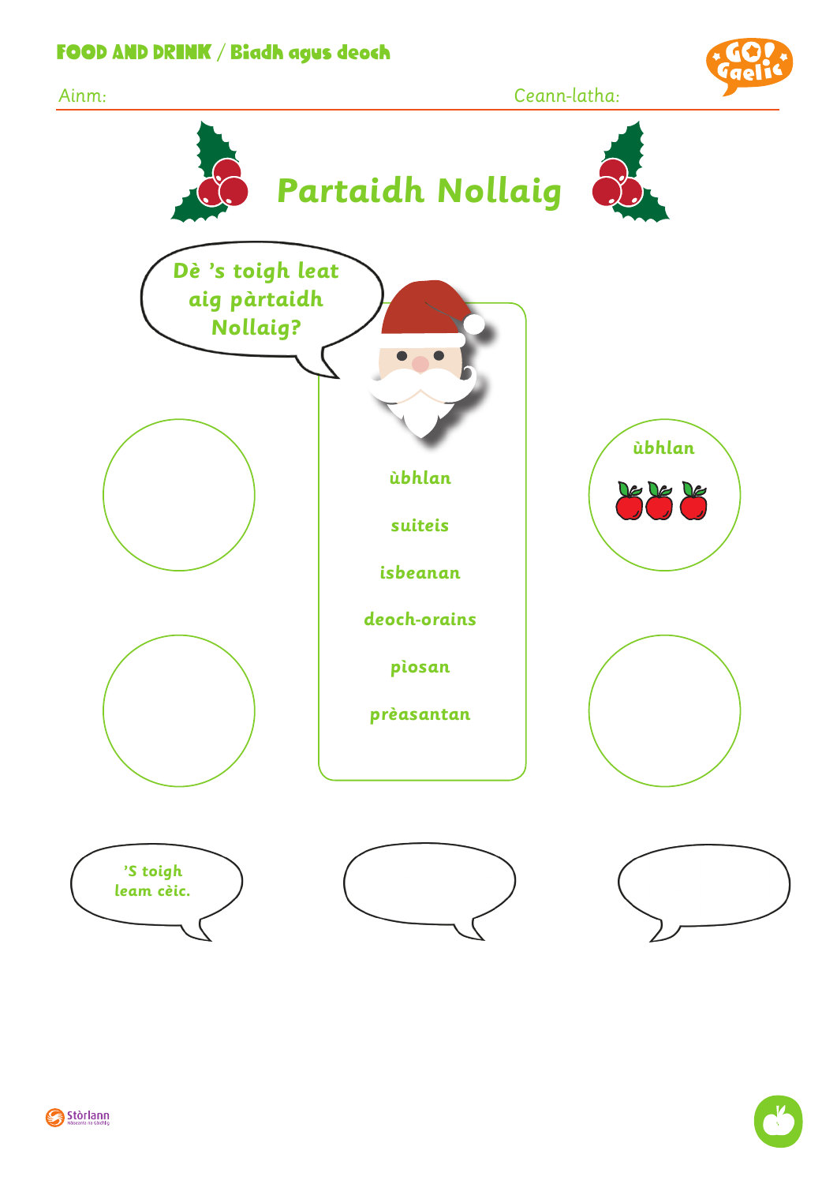**FOOD AND DRINK / Biadh agus deoch**

Ainm: Ceann-latha:

# Partaidh Nollaig

Dè 's toigh leat aig pàrtaidh Nollaig?

- ùbhlan
- suiteis
- isbeanan
- deoch-orains
- pìosan
- prèasantan

ùbhlan

'S toigh leam cèic.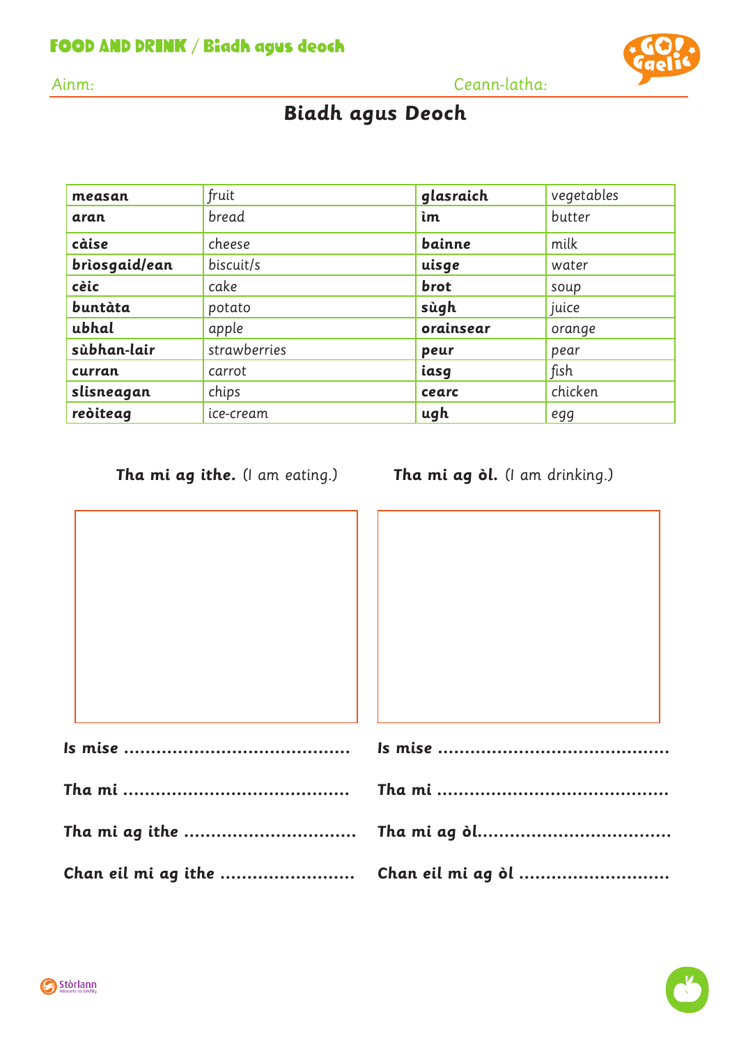**FOOD AND DRINK / Biadh agus deoch**

Ainm: Ceann-latha:

# Biadh agus Deoch

| | | | |
|---|---|---|---|
| **measan** | fruit | **glasraich** | vegetables |
| **aran** | bread | **ìm** | butter |
| **càise** | cheese | **bainne** | milk |
| **brìosgaid/ean** | biscuit/s | **uisge** | water |
| **cèic** | cake | **brot** | soup |
| **buntàta** | potato | **sùgh** | juice |
| **ubhal** | apple | **orainsear** | orange |
| **sùbhan-lair** | strawberries | **peur** | pear |
| **curran** | carrot | **iasg** | fish |
| **slisneagan** | chips | **cearc** | chicken |
| **reòiteag** | ice-cream | **ugh** | egg |

**Tha mi ag ithe.** (I am eating.)

**Is mise** ........................................

**Tha mi** ........................................

**Tha mi ag ithe** ..............................

**Chan eil mi ag ithe** ........................

**Tha mi ag òl.** (I am drinking.)

**Is mise** ........................................

**Tha mi** ........................................

**Tha mi ag òl**..................................

**Chan eil mi ag òl** ..........................